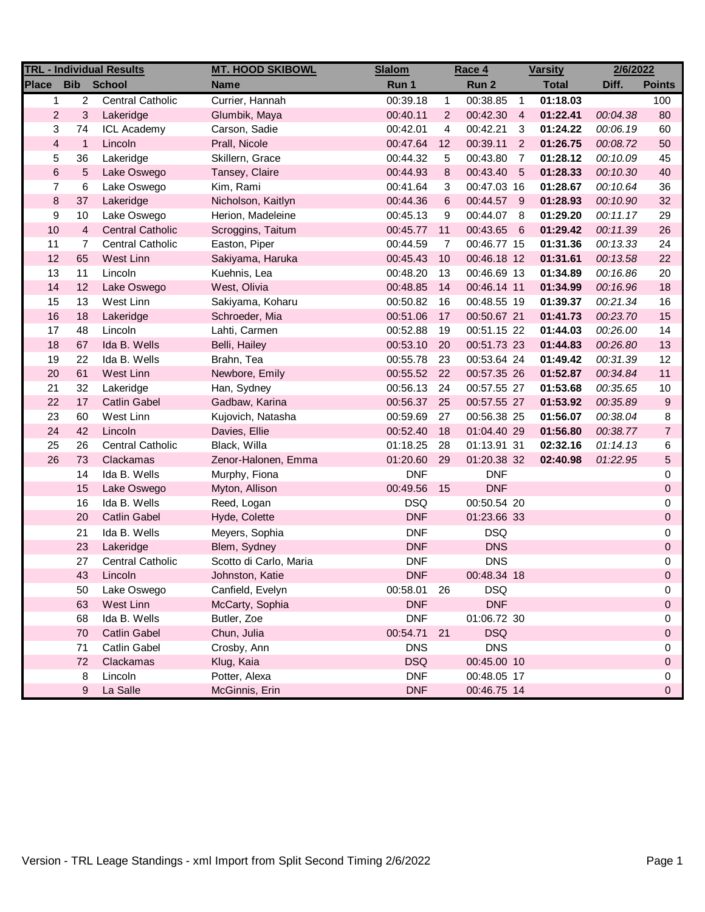| TRL - Individual Results | | | MT. HOOD SKIBOWL | Slalom | | Race 4 | | Varsity | 2/6/2022 | |
|---|---|---|---|---|---|---|---|---|---|---|
| Place | Bib | School | Name | Run 1 | | Run 2 | | Total | Diff. | Points |
| 1 | 2 | Central Catholic | Currier, Hannah | 00:39.18 | 1 | 00:38.85 | 1 | **01:18.03** | | 100 |
| 2 | 3 | Lakeridge | Glumbik, Maya | 00:40.11 | 2 | 00:42.30 | 4 | **01:22.41** | *00:04.38* | 80 |
| 3 | 74 | ICL Academy | Carson, Sadie | 00:42.01 | 4 | 00:42.21 | 3 | **01:24.22** | *00:06.19* | 60 |
| 4 | 1 | Lincoln | Prall, Nicole | 00:47.64 | 12 | 00:39.11 | 2 | **01:26.75** | *00:08.72* | 50 |
| 5 | 36 | Lakeridge | Skillern, Grace | 00:44.32 | 5 | 00:43.80 | 7 | **01:28.12** | *00:10.09* | 45 |
| 6 | 5 | Lake Oswego | Tansey, Claire | 00:44.93 | 8 | 00:43.40 | 5 | **01:28.33** | *00:10.30* | 40 |
| 7 | 6 | Lake Oswego | Kim, Rami | 00:41.64 | 3 | 00:47.03 | 16 | **01:28.67** | *00:10.64* | 36 |
| 8 | 37 | Lakeridge | Nicholson, Kaitlyn | 00:44.36 | 6 | 00:44.57 | 9 | **01:28.93** | *00:10.90* | 32 |
| 9 | 10 | Lake Oswego | Herion, Madeleine | 00:45.13 | 9 | 00:44.07 | 8 | **01:29.20** | *00:11.17* | 29 |
| 10 | 4 | Central Catholic | Scroggins, Taitum | 00:45.77 | 11 | 00:43.65 | 6 | **01:29.42** | *00:11.39* | 26 |
| 11 | 7 | Central Catholic | Easton, Piper | 00:44.59 | 7 | 00:46.77 | 15 | **01:31.36** | *00:13.33* | 24 |
| 12 | 65 | West Linn | Sakiyama, Haruka | 00:45.43 | 10 | 00:46.18 | 12 | **01:31.61** | *00:13.58* | 22 |
| 13 | 11 | Lincoln | Kuehnis, Lea | 00:48.20 | 13 | 00:46.69 | 13 | **01:34.89** | *00:16.86* | 20 |
| 14 | 12 | Lake Oswego | West, Olivia | 00:48.85 | 14 | 00:46.14 | 11 | **01:34.99** | *00:16.96* | 18 |
| 15 | 13 | West Linn | Sakiyama, Koharu | 00:50.82 | 16 | 00:48.55 | 19 | **01:39.37** | *00:21.34* | 16 |
| 16 | 18 | Lakeridge | Schroeder, Mia | 00:51.06 | 17 | 00:50.67 | 21 | **01:41.73** | *00:23.70* | 15 |
| 17 | 48 | Lincoln | Lahti, Carmen | 00:52.88 | 19 | 00:51.15 | 22 | **01:44.03** | *00:26.00* | 14 |
| 18 | 67 | Ida B. Wells | Belli, Hailey | 00:53.10 | 20 | 00:51.73 | 23 | **01:44.83** | *00:26.80* | 13 |
| 19 | 22 | Ida B. Wells | Brahn, Tea | 00:55.78 | 23 | 00:53.64 | 24 | **01:49.42** | *00:31.39* | 12 |
| 20 | 61 | West Linn | Newbore, Emily | 00:55.52 | 22 | 00:57.35 | 26 | **01:52.87** | *00:34.84* | 11 |
| 21 | 32 | Lakeridge | Han, Sydney | 00:56.13 | 24 | 00:57.55 | 27 | **01:53.68** | *00:35.65* | 10 |
| 22 | 17 | Catlin Gabel | Gadbaw, Karina | 00:56.37 | 25 | 00:57.55 | 27 | **01:53.92** | *00:35.89* | 9 |
| 23 | 60 | West Linn | Kujovich, Natasha | 00:59.69 | 27 | 00:56.38 | 25 | **01:56.07** | *00:38.04* | 8 |
| 24 | 42 | Lincoln | Davies, Ellie | 00:52.40 | 18 | 01:04.40 | 29 | **01:56.80** | *00:38.77* | 7 |
| 25 | 26 | Central Catholic | Black, Willa | 01:18.25 | 28 | 01:13.91 | 31 | **02:32.16** | *01:14.13* | 6 |
| 26 | 73 | Clackamas | Zenor-Halonen, Emma | 01:20.60 | 29 | 01:20.38 | 32 | **02:40.98** | *01:22.95* | 5 |
| | 14 | Ida B. Wells | Murphy, Fiona | DNF | | DNF | | | | 0 |
| | 15 | Lake Oswego | Myton, Allison | 00:49.56 | 15 | DNF | | | | 0 |
| | 16 | Ida B. Wells | Reed, Logan | DSQ | | 00:50.54 | 20 | | | 0 |
| | 20 | Catlin Gabel | Hyde, Colette | DNF | | 01:23.66 | 33 | | | 0 |
| | 21 | Ida B. Wells | Meyers, Sophia | DNF | | DSQ | | | | 0 |
| | 23 | Lakeridge | Blem, Sydney | DNF | | DNS | | | | 0 |
| | 27 | Central Catholic | Scotto di Carlo, Maria | DNF | | DNS | | | | 0 |
| | 43 | Lincoln | Johnston, Katie | DNF | | 00:48.34 | 18 | | | 0 |
| | 50 | Lake Oswego | Canfield, Evelyn | 00:58.01 | 26 | DSQ | | | | 0 |
| | 63 | West Linn | McCarty, Sophia | DNF | | DNF | | | | 0 |
| | 68 | Ida B. Wells | Butler, Zoe | DNF | | 01:06.72 | 30 | | | 0 |
| | 70 | Catlin Gabel | Chun, Julia | 00:54.71 | 21 | DSQ | | | | 0 |
| | 71 | Catlin Gabel | Crosby, Ann | DNS | | DNS | | | | 0 |
| | 72 | Clackamas | Klug, Kaia | DSQ | | 00:45.00 | 10 | | | 0 |
| | 8 | Lincoln | Potter, Alexa | DNF | | 00:48.05 | 17 | | | 0 |
| | 9 | La Salle | McGinnis, Erin | DNF | | 00:46.75 | 14 | | | 0 |

Version - TRL Leage Standings - xml Import from Split Second Timing 2/6/2022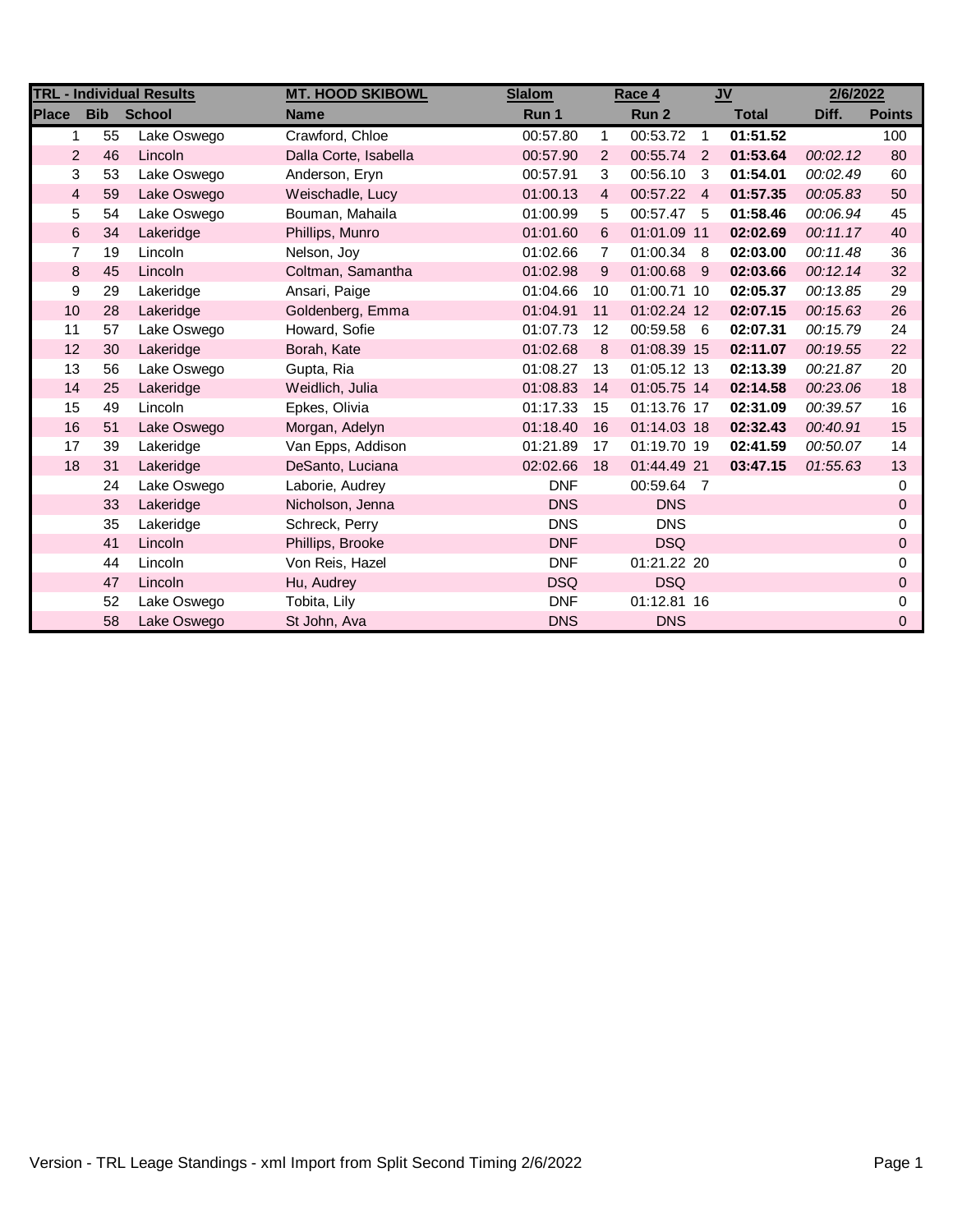| TRL - Individual Results | | | MT. HOOD SKIBOWL | Slalom | | Race 4 | | JV | 2/6/2022 | |
|---|---|---|---|---|---|---|---|---|---|---|
| Place | Bib | School | Name | Run 1 | | Run 2 | | Total | Diff. | Points |
| 1 | 55 | Lake Oswego | Crawford, Chloe | 00:57.80 | 1 | 00:53.72 | 1 | **01:51.52** | | 100 |
| 2 | 46 | Lincoln | Dalla Corte, Isabella | 00:57.90 | 2 | 00:55.74 | 2 | **01:53.64** | *00:02.12* | 80 |
| 3 | 53 | Lake Oswego | Anderson, Eryn | 00:57.91 | 3 | 00:56.10 | 3 | **01:54.01** | *00:02.49* | 60 |
| 4 | 59 | Lake Oswego | Weischadle, Lucy | 01:00.13 | 4 | 00:57.22 | 4 | **01:57.35** | *00:05.83* | 50 |
| 5 | 54 | Lake Oswego | Bouman, Mahaila | 01:00.99 | 5 | 00:57.47 | 5 | **01:58.46** | *00:06.94* | 45 |
| 6 | 34 | Lakeridge | Phillips, Munro | 01:01.60 | 6 | 01:01.09 | 11 | **02:02.69** | *00:11.17* | 40 |
| 7 | 19 | Lincoln | Nelson, Joy | 01:02.66 | 7 | 01:00.34 | 8 | **02:03.00** | *00:11.48* | 36 |
| 8 | 45 | Lincoln | Coltman, Samantha | 01:02.98 | 9 | 01:00.68 | 9 | **02:03.66** | *00:12.14* | 32 |
| 9 | 29 | Lakeridge | Ansari, Paige | 01:04.66 | 10 | 01:00.71 | 10 | **02:05.37** | *00:13.85* | 29 |
| 10 | 28 | Lakeridge | Goldenberg, Emma | 01:04.91 | 11 | 01:02.24 | 12 | **02:07.15** | *00:15.63* | 26 |
| 11 | 57 | Lake Oswego | Howard, Sofie | 01:07.73 | 12 | 00:59.58 | 6 | **02:07.31** | *00:15.79* | 24 |
| 12 | 30 | Lakeridge | Borah, Kate | 01:02.68 | 8 | 01:08.39 | 15 | **02:11.07** | *00:19.55* | 22 |
| 13 | 56 | Lake Oswego | Gupta, Ria | 01:08.27 | 13 | 01:05.12 | 13 | **02:13.39** | *00:21.87* | 20 |
| 14 | 25 | Lakeridge | Weidlich, Julia | 01:08.83 | 14 | 01:05.75 | 14 | **02:14.58** | *00:23.06* | 18 |
| 15 | 49 | Lincoln | Epkes, Olivia | 01:17.33 | 15 | 01:13.76 | 17 | **02:31.09** | *00:39.57* | 16 |
| 16 | 51 | Lake Oswego | Morgan, Adelyn | 01:18.40 | 16 | 01:14.03 | 18 | **02:32.43** | *00:40.91* | 15 |
| 17 | 39 | Lakeridge | Van Epps, Addison | 01:21.89 | 17 | 01:19.70 | 19 | **02:41.59** | *00:50.07* | 14 |
| 18 | 31 | Lakeridge | DeSanto, Luciana | 02:02.66 | 18 | 01:44.49 | 21 | **03:47.15** | *01:55.63* | 13 |
| | 24 | Lake Oswego | Laborie, Audrey | DNF | | 00:59.64 | 7 | | | 0 |
| | 33 | Lakeridge | Nicholson, Jenna | DNS | | DNS | | | | 0 |
| | 35 | Lakeridge | Schreck, Perry | DNS | | DNS | | | | 0 |
| | 41 | Lincoln | Phillips, Brooke | DNF | | DSQ | | | | 0 |
| | 44 | Lincoln | Von Reis, Hazel | DNF | | 01:21.22 | 20 | | | 0 |
| | 47 | Lincoln | Hu, Audrey | DSQ | | DSQ | | | | 0 |
| | 52 | Lake Oswego | Tobita, Lily | DNF | | 01:12.81 | 16 | | | 0 |
| | 58 | Lake Oswego | St John, Ava | DNS | | DNS | | | | 0 |

Version - TRL Leage Standings - xml Import from Split Second Timing 2/6/2022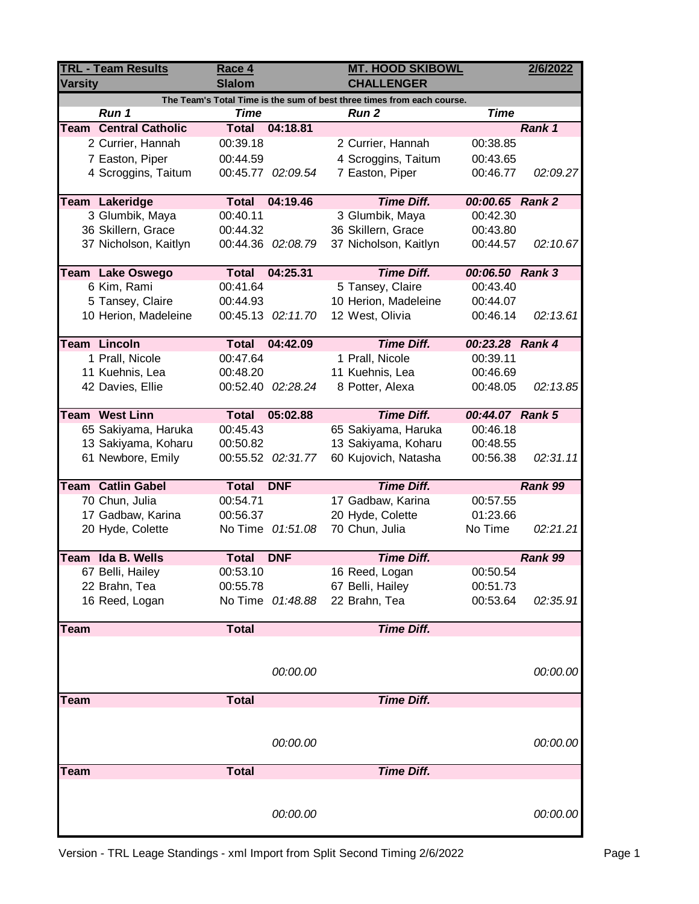| TRL - Team Results | Race 4 | | MT. HOOD SKIBOWL | | 2/6/2022 |
|---|---|---|---|---|---|
| Varsity | Slalom | | CHALLENGER | | |
| The Team's Total Time is the sum of best three times from each course. | | | | | |
| *Run 1* | *Time* | | *Run 2* | *Time* | |
| **Team Central Catholic** | **Total** | **04:18.81** | | | ***Rank 1*** |
| 2 Currier, Hannah | 00:39.18 | | 2 Currier, Hannah | 00:38.85 | |
| 7 Easton, Piper | 00:44.59 | | 4 Scroggins, Taitum | 00:43.65 | |
| 4 Scroggins, Taitum | 00:45.77 | *02:09.54* | 7 Easton, Piper | 00:46.77 | *02:09.27* |
| **Team Lakeridge** | **Total** | **04:19.46** | ***Time Diff.*** | ***00:00.65*** | ***Rank 2*** |
| 3 Glumbik, Maya | 00:40.11 | | 3 Glumbik, Maya | 00:42.30 | |
| 36 Skillern, Grace | 00:44.32 | | 36 Skillern, Grace | 00:43.80 | |
| 37 Nicholson, Kaitlyn | 00:44.36 | *02:08.79* | 37 Nicholson, Kaitlyn | 00:44.57 | *02:10.67* |
| **Team Lake Oswego** | **Total** | **04:25.31** | ***Time Diff.*** | ***00:06.50*** | ***Rank 3*** |
| 6 Kim, Rami | 00:41.64 | | 5 Tansey, Claire | 00:43.40 | |
| 5 Tansey, Claire | 00:44.93 | | 10 Herion, Madeleine | 00:44.07 | |
| 10 Herion, Madeleine | 00:45.13 | *02:11.70* | 12 West, Olivia | 00:46.14 | *02:13.61* |
| **Team Lincoln** | **Total** | **04:42.09** | ***Time Diff.*** | ***00:23.28*** | ***Rank 4*** |
| 1 Prall, Nicole | 00:47.64 | | 1 Prall, Nicole | 00:39.11 | |
| 11 Kuehnis, Lea | 00:48.20 | | 11 Kuehnis, Lea | 00:46.69 | |
| 42 Davies, Ellie | 00:52.40 | *02:28.24* | 8 Potter, Alexa | 00:48.05 | *02:13.85* |
| **Team West Linn** | **Total** | **05:02.88** | ***Time Diff.*** | ***00:44.07*** | ***Rank 5*** |
| 65 Sakiyama, Haruka | 00:45.43 | | 65 Sakiyama, Haruka | 00:46.18 | |
| 13 Sakiyama, Koharu | 00:50.82 | | 13 Sakiyama, Koharu | 00:48.55 | |
| 61 Newbore, Emily | 00:55.52 | *02:31.77* | 60 Kujovich, Natasha | 00:56.38 | *02:31.11* |
| **Team Catlin Gabel** | **Total** | **DNF** | ***Time Diff.*** | | ***Rank 99*** |
| 70 Chun, Julia | 00:54.71 | | 17 Gadbaw, Karina | 00:57.55 | |
| 17 Gadbaw, Karina | 00:56.37 | | 20 Hyde, Colette | 01:23.66 | |
| 20 Hyde, Colette | No Time | *01:51.08* | 70 Chun, Julia | No Time | *02:21.21* |
| **Team Ida B. Wells** | **Total** | **DNF** | ***Time Diff.*** | | ***Rank 99*** |
| 67 Belli, Hailey | 00:53.10 | | 16 Reed, Logan | 00:50.54 | |
| 22 Brahn, Tea | 00:55.78 | | 67 Belli, Hailey | 00:51.73 | |
| 16 Reed, Logan | No Time | *01:48.88* | 22 Brahn, Tea | 00:53.64 | *02:35.91* |
| **Team** | **Total** | | ***Time Diff.*** | | |
| | | *00:00.00* | | | *00:00.00* |
| **Team** | **Total** | | ***Time Diff.*** | | |
| | | *00:00.00* | | | *00:00.00* |
| **Team** | **Total** | | ***Time Diff.*** | | |
| | | *00:00.00* | | | *00:00.00* |

Version - TRL Leage Standings - xml Import from Split Second Timing 2/6/2022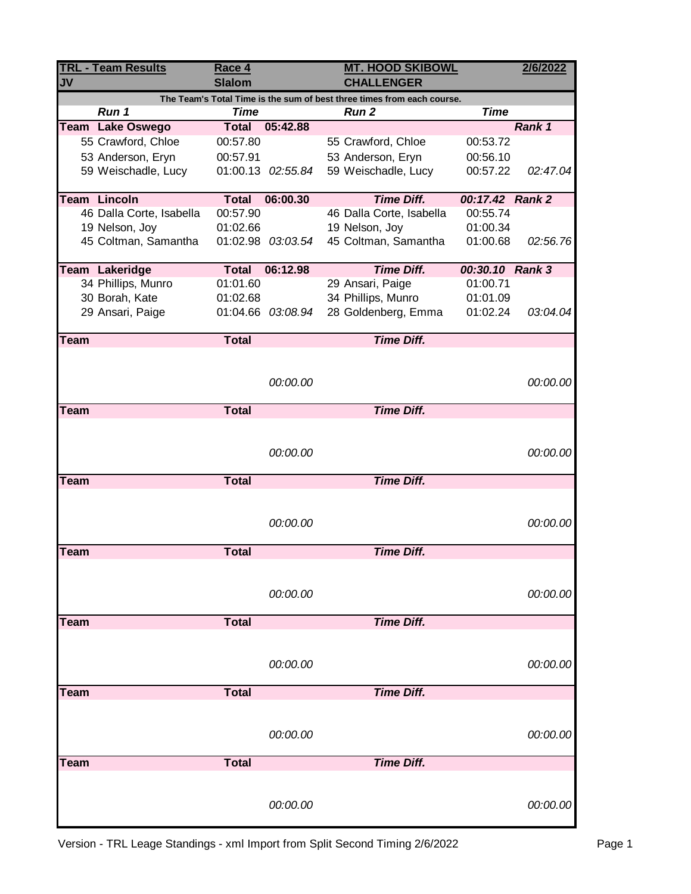| TRL - Team Results | Race 4 | | MT. HOOD SKIBOWL | | 2/6/2022 |
|---|---|---|---|---|---|
| JV | Slalom | | CHALLENGER | | |
| The Team's Total Time is the sum of best three times from each course. | | | | | |
| *Run 1* | *Time* | | *Run 2* | *Time* | |
| **Team Lake Oswego** | **Total** | **05:42.88** | | | ***Rank 1*** |
| 55 Crawford, Chloe | 00:57.80 | | 55 Crawford, Chloe | 00:53.72 | |
| 53 Anderson, Eryn | 00:57.91 | | 53 Anderson, Eryn | 00:56.10 | |
| 59 Weischadle, Lucy | 01:00.13 | *02:55.84* | 59 Weischadle, Lucy | 00:57.22 | *02:47.04* |
| **Team Lincoln** | **Total** | **06:00.30** | ***Time Diff.*** | ***00:17.42*** | ***Rank 2*** |
| 46 Dalla Corte, Isabella | 00:57.90 | | 46 Dalla Corte, Isabella | 00:55.74 | |
| 19 Nelson, Joy | 01:02.66 | | 19 Nelson, Joy | 01:00.34 | |
| 45 Coltman, Samantha | 01:02.98 | *03:03.54* | 45 Coltman, Samantha | 01:00.68 | *02:56.76* |
| **Team Lakeridge** | **Total** | **06:12.98** | ***Time Diff.*** | ***00:30.10*** | ***Rank 3*** |
| 34 Phillips, Munro | 01:01.60 | | 29 Ansari, Paige | 01:00.71 | |
| 30 Borah, Kate | 01:02.68 | | 34 Phillips, Munro | 01:01.09 | |
| 29 Ansari, Paige | 01:04.66 | *03:08.94* | 28 Goldenberg, Emma | 01:02.24 | *03:04.04* |
| **Team** | **Total** | | ***Time Diff.*** | | |
| | | *00:00.00* | | | *00:00.00* |
| **Team** | **Total** | | ***Time Diff.*** | | |
| | | *00:00.00* | | | *00:00.00* |
| **Team** | **Total** | | ***Time Diff.*** | | |
| | | *00:00.00* | | | *00:00.00* |
| **Team** | **Total** | | ***Time Diff.*** | | |
| | | *00:00.00* | | | *00:00.00* |
| **Team** | **Total** | | ***Time Diff.*** | | |
| | | *00:00.00* | | | *00:00.00* |
| **Team** | **Total** | | ***Time Diff.*** | | |
| | | *00:00.00* | | | *00:00.00* |
| **Team** | **Total** | | ***Time Diff.*** | | |
| | | *00:00.00* | | | *00:00.00* |

Version - TRL Leage Standings - xml Import from Split Second Timing 2/6/2022